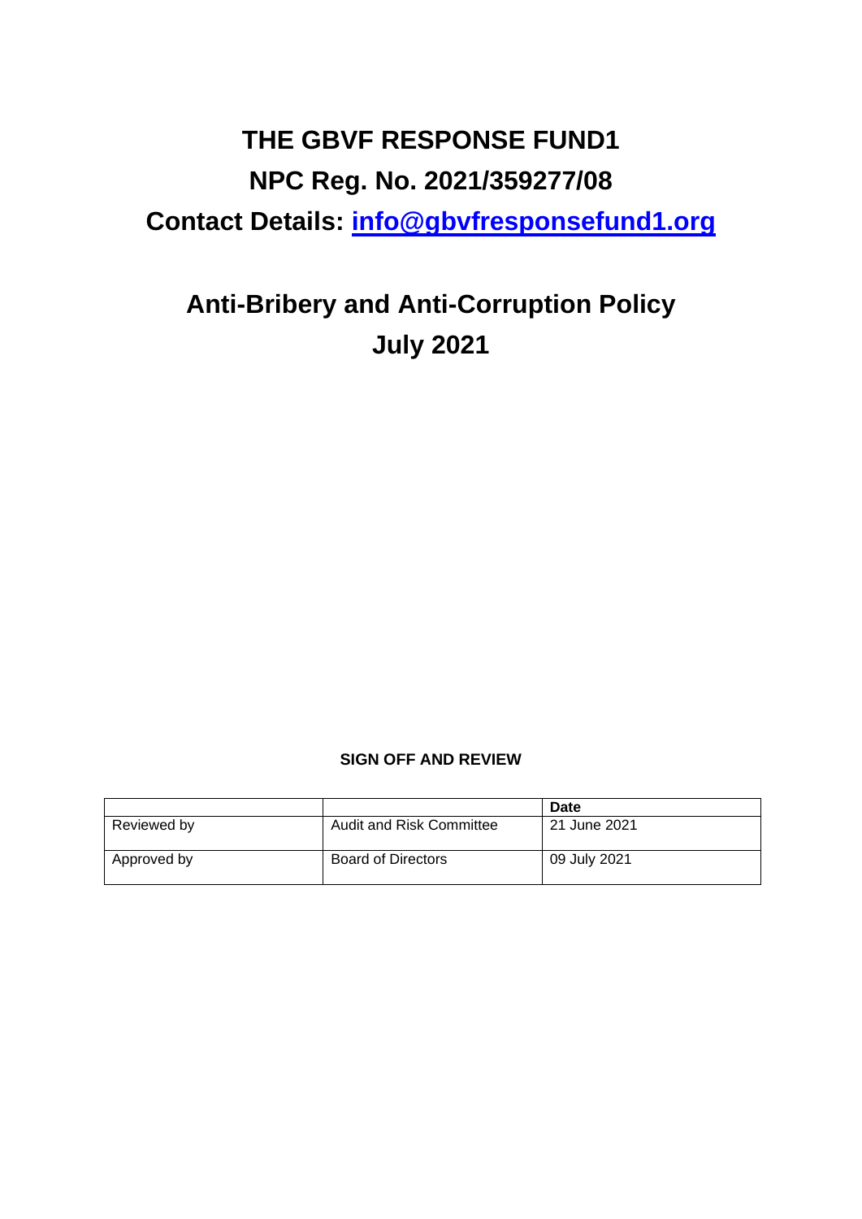# THE GBVF RESPONSE FUND1

## NPC Reg. No. 2021/359277/08

## Contact Details: [info@gbvfresponsefund1.org](mailto:info@gbvfresponsefund1.org)

# Anti-Bribery and Anti-Corruption Policy

# July 2021

**SIGN OFF AND REVIEW**

| | | **Date** |
|---|---|---|
| Reviewed by | Audit and Risk Committee | 21 June 2021 |
| Approved by | Board of Directors | 09 July 2021 |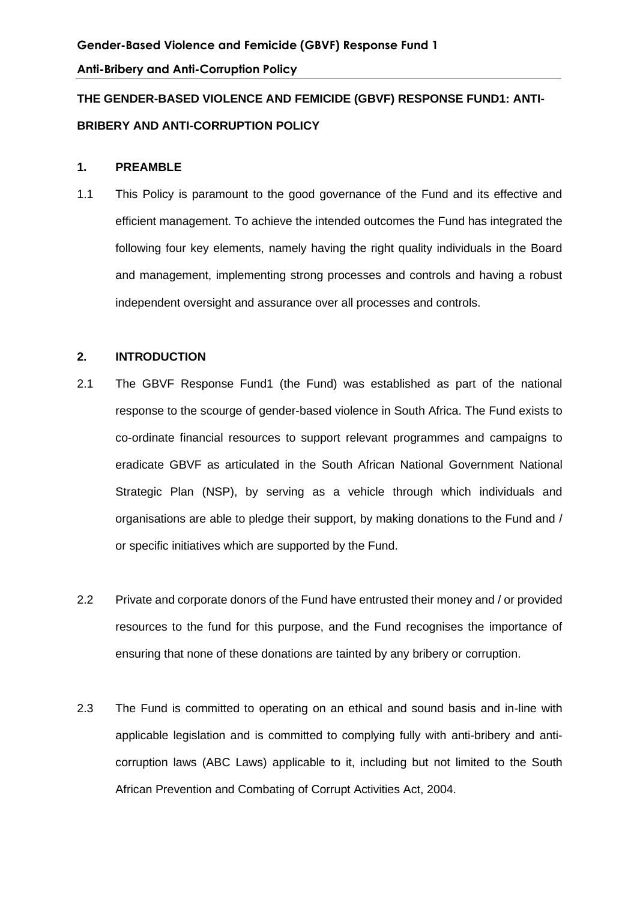**THE GENDER-BASED VIOLENCE AND FEMICIDE (GBVF) RESPONSE FUND1: ANTI-BRIBERY AND ANTI-CORRUPTION POLICY**

## 1. PREAMBLE

1.1 This Policy is paramount to the good governance of the Fund and its effective and efficient management. To achieve the intended outcomes the Fund has integrated the following four key elements, namely having the right quality individuals in the Board and management, implementing strong processes and controls and having a robust independent oversight and assurance over all processes and controls.

## 2. INTRODUCTION

2.1 The GBVF Response Fund1 (the Fund) was established as part of the national response to the scourge of gender-based violence in South Africa. The Fund exists to co-ordinate financial resources to support relevant programmes and campaigns to eradicate GBVF as articulated in the South African National Government National Strategic Plan (NSP), by serving as a vehicle through which individuals and organisations are able to pledge their support, by making donations to the Fund and / or specific initiatives which are supported by the Fund.

2.2 Private and corporate donors of the Fund have entrusted their money and / or provided resources to the fund for this purpose, and the Fund recognises the importance of ensuring that none of these donations are tainted by any bribery or corruption.

2.3 The Fund is committed to operating on an ethical and sound basis and in-line with applicable legislation and is committed to complying fully with anti-bribery and anti-corruption laws (ABC Laws) applicable to it, including but not limited to the South African Prevention and Combating of Corrupt Activities Act, 2004.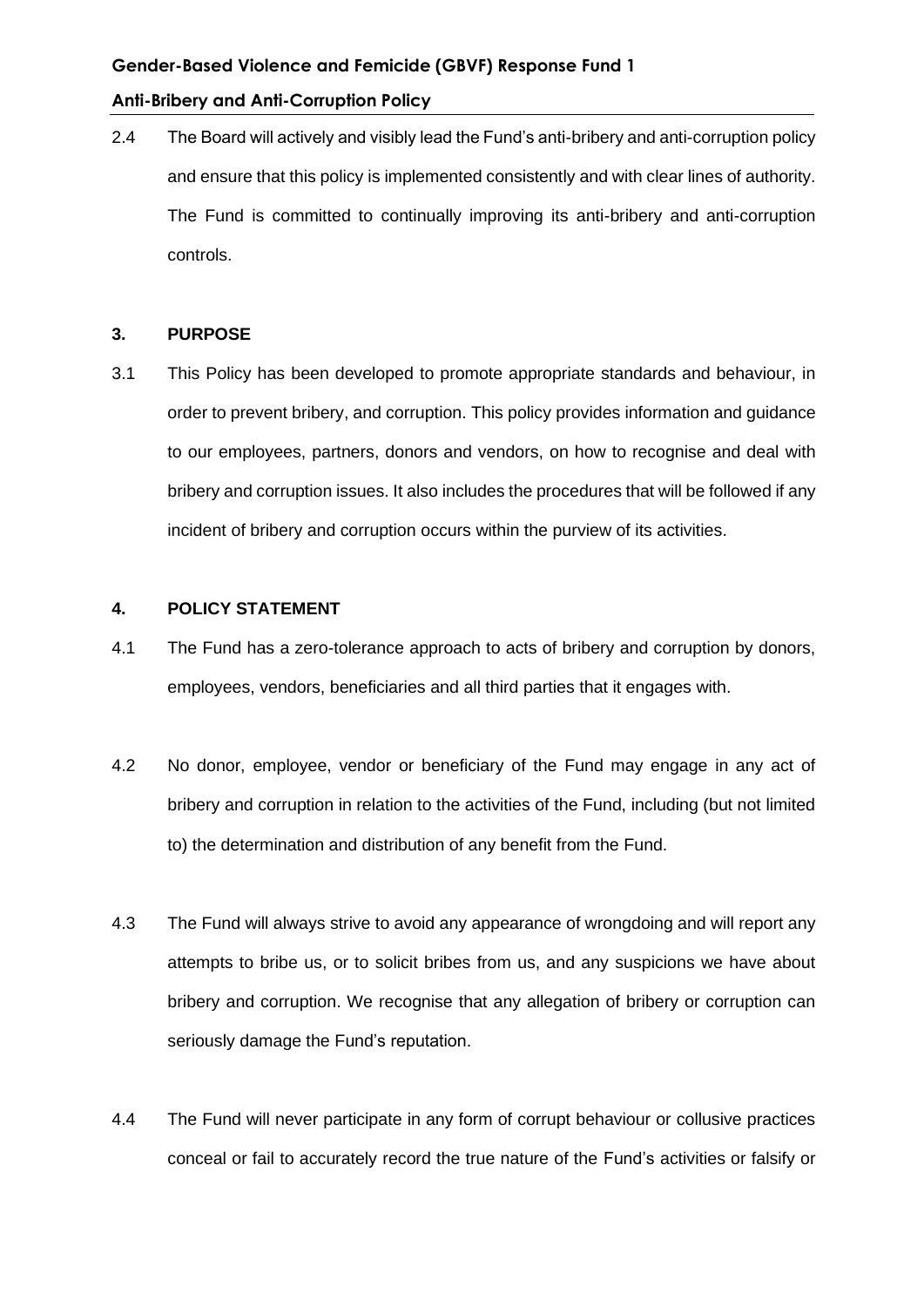2.4 The Board will actively and visibly lead the Fund's anti-bribery and anti-corruption policy and ensure that this policy is implemented consistently and with clear lines of authority. The Fund is committed to continually improving its anti-bribery and anti-corruption controls.

## 3. PURPOSE

3.1 This Policy has been developed to promote appropriate standards and behaviour, in order to prevent bribery, and corruption. This policy provides information and guidance to our employees, partners, donors and vendors, on how to recognise and deal with bribery and corruption issues. It also includes the procedures that will be followed if any incident of bribery and corruption occurs within the purview of its activities.

## 4. POLICY STATEMENT

4.1 The Fund has a zero-tolerance approach to acts of bribery and corruption by donors, employees, vendors, beneficiaries and all third parties that it engages with.

4.2 No donor, employee, vendor or beneficiary of the Fund may engage in any act of bribery and corruption in relation to the activities of the Fund, including (but not limited to) the determination and distribution of any benefit from the Fund.

4.3 The Fund will always strive to avoid any appearance of wrongdoing and will report any attempts to bribe us, or to solicit bribes from us, and any suspicions we have about bribery and corruption. We recognise that any allegation of bribery or corruption can seriously damage the Fund's reputation.

4.4 The Fund will never participate in any form of corrupt behaviour or collusive practices conceal or fail to accurately record the true nature of the Fund's activities or falsify or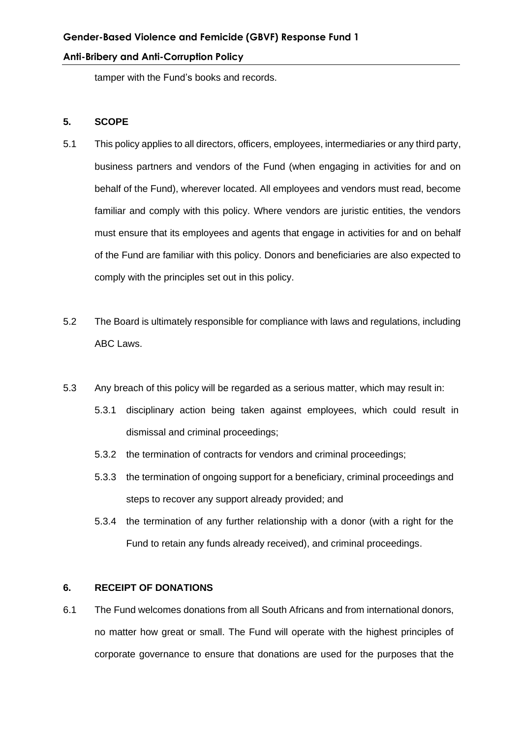tamper with the Fund's books and records.

## 5. SCOPE

5.1 This policy applies to all directors, officers, employees, intermediaries or any third party, business partners and vendors of the Fund (when engaging in activities for and on behalf of the Fund), wherever located. All employees and vendors must read, become familiar and comply with this policy. Where vendors are juristic entities, the vendors must ensure that its employees and agents that engage in activities for and on behalf of the Fund are familiar with this policy. Donors and beneficiaries are also expected to comply with the principles set out in this policy.

5.2 The Board is ultimately responsible for compliance with laws and regulations, including ABC Laws.

5.3 Any breach of this policy will be regarded as a serious matter, which may result in:

5.3.1 disciplinary action being taken against employees, which could result in dismissal and criminal proceedings;

5.3.2 the termination of contracts for vendors and criminal proceedings;

5.3.3 the termination of ongoing support for a beneficiary, criminal proceedings and steps to recover any support already provided; and

5.3.4 the termination of any further relationship with a donor (with a right for the Fund to retain any funds already received), and criminal proceedings.

## 6. RECEIPT OF DONATIONS

6.1 The Fund welcomes donations from all South Africans and from international donors, no matter how great or small. The Fund will operate with the highest principles of corporate governance to ensure that donations are used for the purposes that the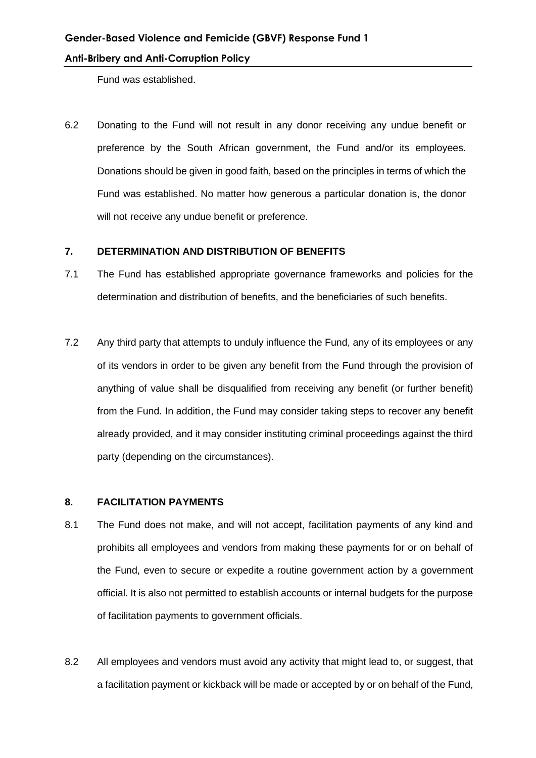Fund was established.

6.2 Donating to the Fund will not result in any donor receiving any undue benefit or preference by the South African government, the Fund and/or its employees. Donations should be given in good faith, based on the principles in terms of which the Fund was established. No matter how generous a particular donation is, the donor will not receive any undue benefit or preference.

## 7. DETERMINATION AND DISTRIBUTION OF BENEFITS

7.1 The Fund has established appropriate governance frameworks and policies for the determination and distribution of benefits, and the beneficiaries of such benefits.

7.2 Any third party that attempts to unduly influence the Fund, any of its employees or any of its vendors in order to be given any benefit from the Fund through the provision of anything of value shall be disqualified from receiving any benefit (or further benefit) from the Fund. In addition, the Fund may consider taking steps to recover any benefit already provided, and it may consider instituting criminal proceedings against the third party (depending on the circumstances).

## 8. FACILITATION PAYMENTS

8.1 The Fund does not make, and will not accept, facilitation payments of any kind and prohibits all employees and vendors from making these payments for or on behalf of the Fund, even to secure or expedite a routine government action by a government official. It is also not permitted to establish accounts or internal budgets for the purpose of facilitation payments to government officials.

8.2 All employees and vendors must avoid any activity that might lead to, or suggest, that a facilitation payment or kickback will be made or accepted by or on behalf of the Fund,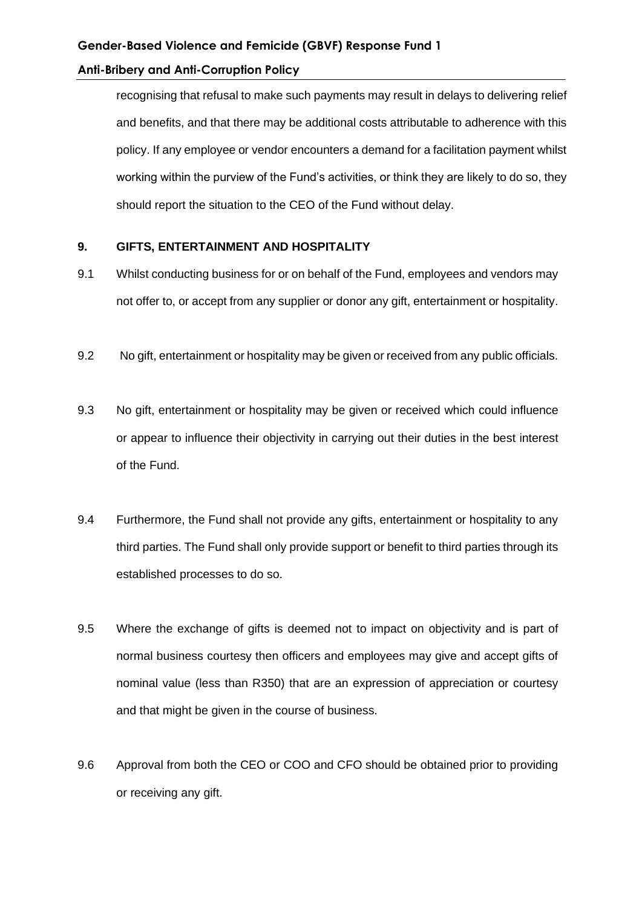recognising that refusal to make such payments may result in delays to delivering relief and benefits, and that there may be additional costs attributable to adherence with this policy. If any employee or vendor encounters a demand for a facilitation payment whilst working within the purview of the Fund's activities, or think they are likely to do so, they should report the situation to the CEO of the Fund without delay.

## 9. GIFTS, ENTERTAINMENT AND HOSPITALITY

9.1 Whilst conducting business for or on behalf of the Fund, employees and vendors may not offer to, or accept from any supplier or donor any gift, entertainment or hospitality.

9.2 No gift, entertainment or hospitality may be given or received from any public officials.

9.3 No gift, entertainment or hospitality may be given or received which could influence or appear to influence their objectivity in carrying out their duties in the best interest of the Fund.

9.4 Furthermore, the Fund shall not provide any gifts, entertainment or hospitality to any third parties. The Fund shall only provide support or benefit to third parties through its established processes to do so.

9.5 Where the exchange of gifts is deemed not to impact on objectivity and is part of normal business courtesy then officers and employees may give and accept gifts of nominal value (less than R350) that are an expression of appreciation or courtesy and that might be given in the course of business.

9.6 Approval from both the CEO or COO and CFO should be obtained prior to providing or receiving any gift.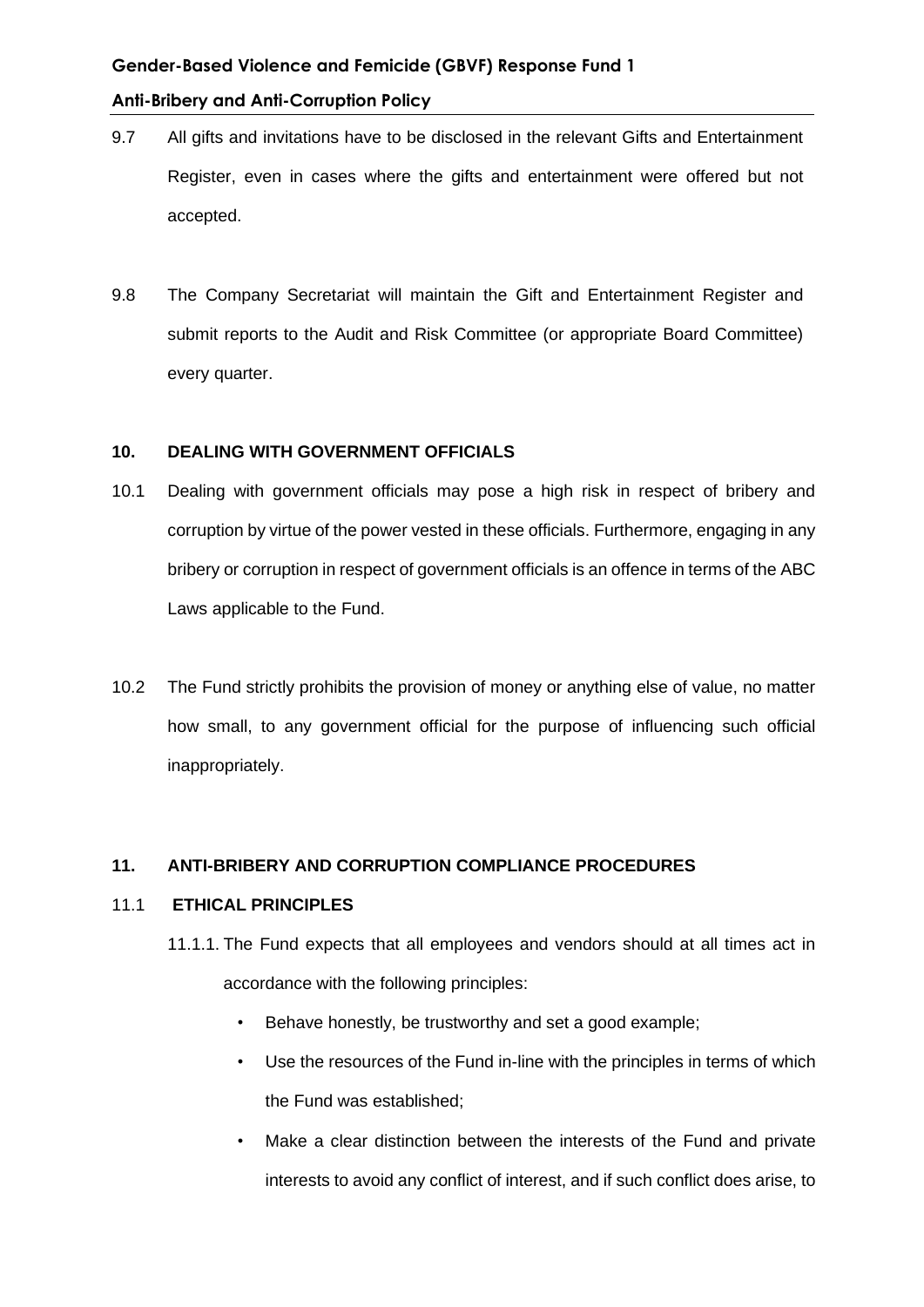9.7 All gifts and invitations have to be disclosed in the relevant Gifts and Entertainment Register, even in cases where the gifts and entertainment were offered but not accepted.

9.8 The Company Secretariat will maintain the Gift and Entertainment Register and submit reports to the Audit and Risk Committee (or appropriate Board Committee) every quarter.

## 10. DEALING WITH GOVERNMENT OFFICIALS

10.1 Dealing with government officials may pose a high risk in respect of bribery and corruption by virtue of the power vested in these officials. Furthermore, engaging in any bribery or corruption in respect of government officials is an offence in terms of the ABC Laws applicable to the Fund.

10.2 The Fund strictly prohibits the provision of money or anything else of value, no matter how small, to any government official for the purpose of influencing such official inappropriately.

## 11. ANTI-BRIBERY AND CORRUPTION COMPLIANCE PROCEDURES

### 11.1 ETHICAL PRINCIPLES

11.1.1. The Fund expects that all employees and vendors should at all times act in accordance with the following principles:

- Behave honestly, be trustworthy and set a good example;
- Use the resources of the Fund in-line with the principles in terms of which the Fund was established;
- Make a clear distinction between the interests of the Fund and private interests to avoid any conflict of interest, and if such conflict does arise, to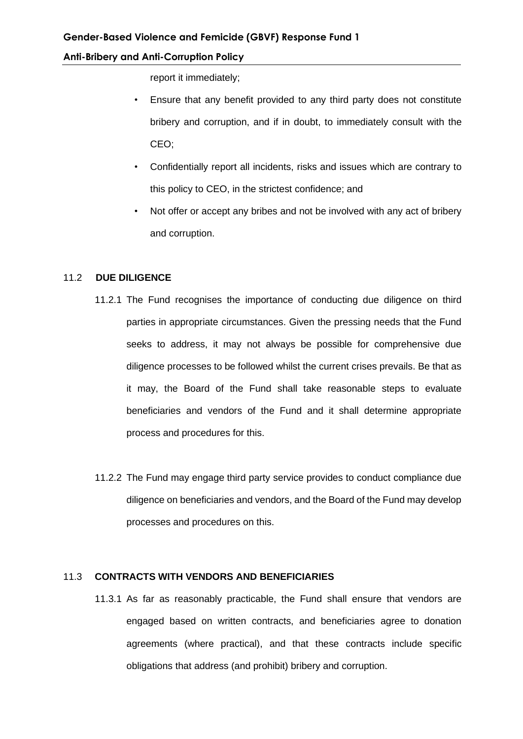report it immediately;

- Ensure that any benefit provided to any third party does not constitute bribery and corruption, and if in doubt, to immediately consult with the CEO;
- Confidentially report all incidents, risks and issues which are contrary to this policy to CEO, in the strictest confidence; and
- Not offer or accept any bribes and not be involved with any act of bribery and corruption.

### 11.2 DUE DILIGENCE

11.2.1 The Fund recognises the importance of conducting due diligence on third parties in appropriate circumstances. Given the pressing needs that the Fund seeks to address, it may not always be possible for comprehensive due diligence processes to be followed whilst the current crises prevails. Be that as it may, the Board of the Fund shall take reasonable steps to evaluate beneficiaries and vendors of the Fund and it shall determine appropriate process and procedures for this.

11.2.2 The Fund may engage third party service provides to conduct compliance due diligence on beneficiaries and vendors, and the Board of the Fund may develop processes and procedures on this.

### 11.3 CONTRACTS WITH VENDORS AND BENEFICIARIES

11.3.1 As far as reasonably practicable, the Fund shall ensure that vendors are engaged based on written contracts, and beneficiaries agree to donation agreements (where practical), and that these contracts include specific obligations that address (and prohibit) bribery and corruption.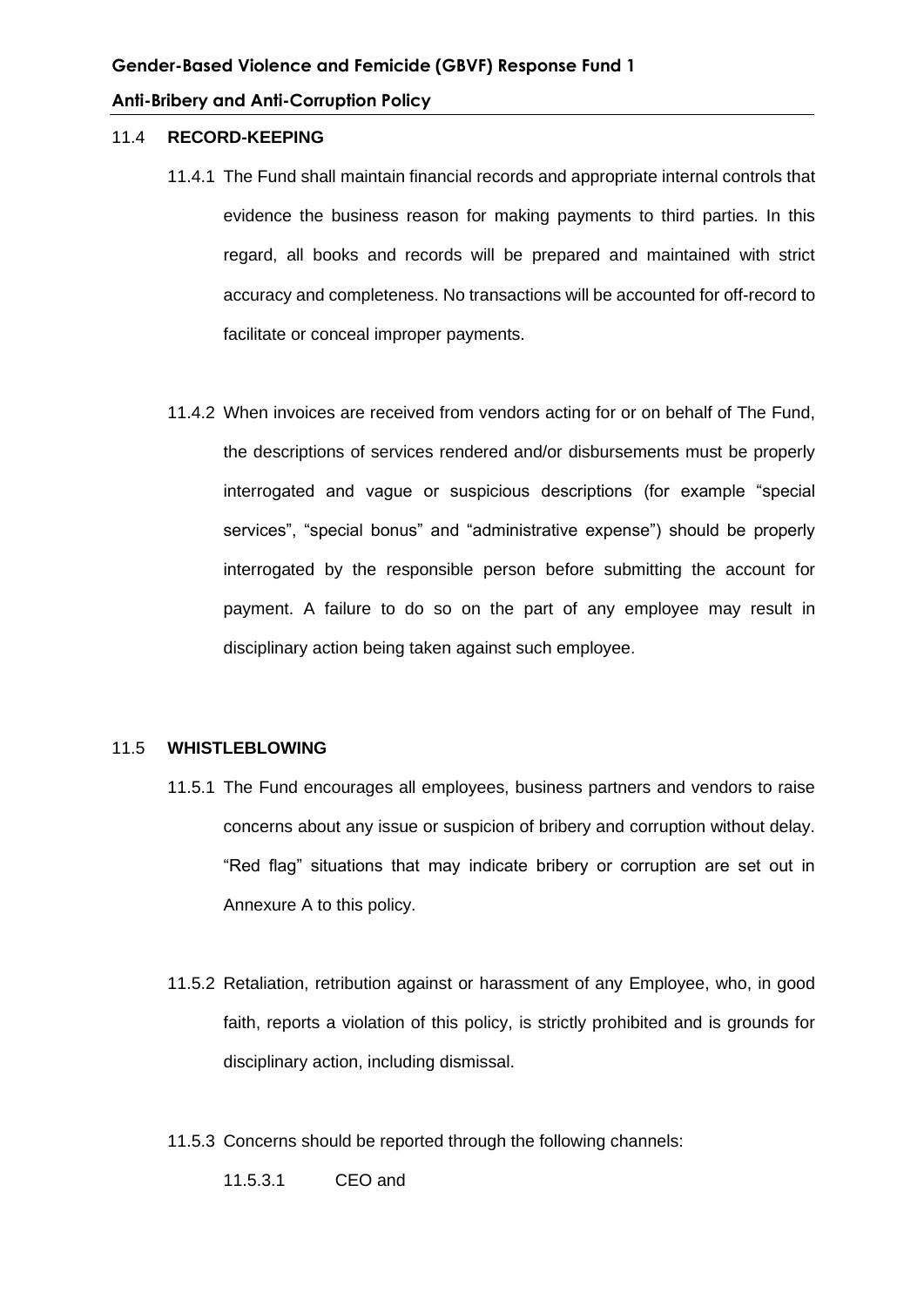### 11.4 **RECORD-KEEPING**

11.4.1 The Fund shall maintain financial records and appropriate internal controls that evidence the business reason for making payments to third parties. In this regard, all books and records will be prepared and maintained with strict accuracy and completeness. No transactions will be accounted for off-record to facilitate or conceal improper payments.

11.4.2 When invoices are received from vendors acting for or on behalf of The Fund, the descriptions of services rendered and/or disbursements must be properly interrogated and vague or suspicious descriptions (for example "special services", "special bonus" and "administrative expense") should be properly interrogated by the responsible person before submitting the account for payment. A failure to do so on the part of any employee may result in disciplinary action being taken against such employee.

### 11.5 **WHISTLEBLOWING**

11.5.1 The Fund encourages all employees, business partners and vendors to raise concerns about any issue or suspicion of bribery and corruption without delay. "Red flag" situations that may indicate bribery or corruption are set out in Annexure A to this policy.

11.5.2 Retaliation, retribution against or harassment of any Employee, who, in good faith, reports a violation of this policy, is strictly prohibited and is grounds for disciplinary action, including dismissal.

11.5.3 Concerns should be reported through the following channels:

11.5.3.1 CEO and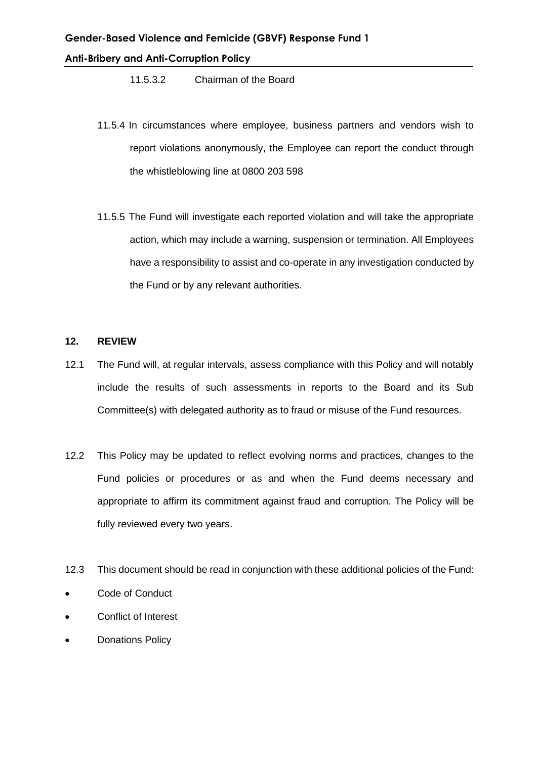11.5.3.2 Chairman of the Board

11.5.4 In circumstances where employee, business partners and vendors wish to report violations anonymously, the Employee can report the conduct through the whistleblowing line at 0800 203 598

11.5.5 The Fund will investigate each reported violation and will take the appropriate action, which may include a warning, suspension or termination. All Employees have a responsibility to assist and co-operate in any investigation conducted by the Fund or by any relevant authorities.

## 12. REVIEW

12.1 The Fund will, at regular intervals, assess compliance with this Policy and will notably include the results of such assessments in reports to the Board and its Sub Committee(s) with delegated authority as to fraud or misuse of the Fund resources.

12.2 This Policy may be updated to reflect evolving norms and practices, changes to the Fund policies or procedures or as and when the Fund deems necessary and appropriate to affirm its commitment against fraud and corruption. The Policy will be fully reviewed every two years.

12.3 This document should be read in conjunction with these additional policies of the Fund:

- Code of Conduct
- Conflict of Interest
- Donations Policy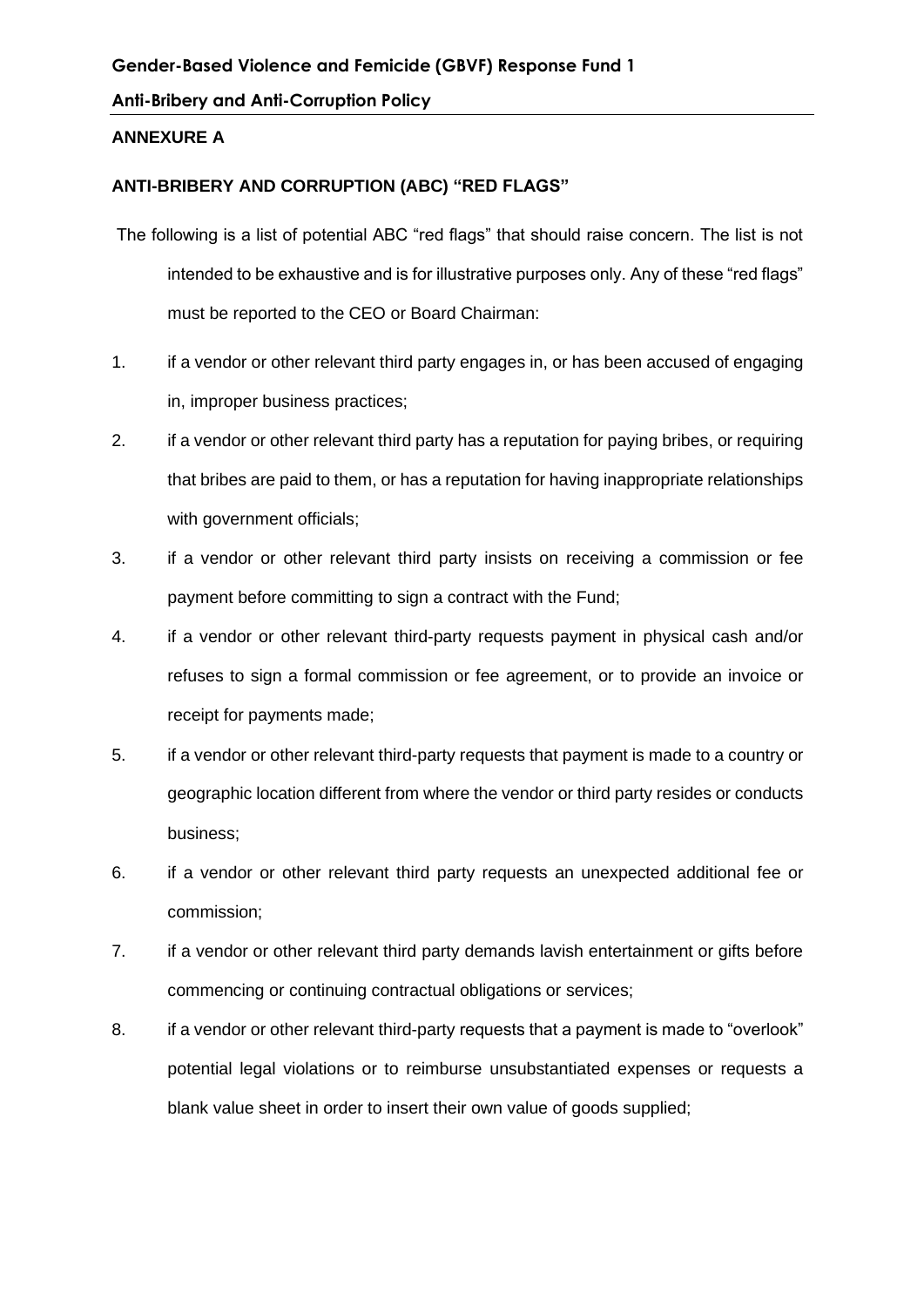## ANNEXURE A

### ANTI-BRIBERY AND CORRUPTION (ABC) "RED FLAGS"

The following is a list of potential ABC "red flags" that should raise concern. The list is not intended to be exhaustive and is for illustrative purposes only. Any of these "red flags" must be reported to the CEO or Board Chairman:

1. if a vendor or other relevant third party engages in, or has been accused of engaging in, improper business practices;
2. if a vendor or other relevant third party has a reputation for paying bribes, or requiring that bribes are paid to them, or has a reputation for having inappropriate relationships with government officials;
3. if a vendor or other relevant third party insists on receiving a commission or fee payment before committing to sign a contract with the Fund;
4. if a vendor or other relevant third-party requests payment in physical cash and/or refuses to sign a formal commission or fee agreement, or to provide an invoice or receipt for payments made;
5. if a vendor or other relevant third-party requests that payment is made to a country or geographic location different from where the vendor or third party resides or conducts business;
6. if a vendor or other relevant third party requests an unexpected additional fee or commission;
7. if a vendor or other relevant third party demands lavish entertainment or gifts before commencing or continuing contractual obligations or services;
8. if a vendor or other relevant third-party requests that a payment is made to "overlook" potential legal violations or to reimburse unsubstantiated expenses or requests a blank value sheet in order to insert their own value of goods supplied;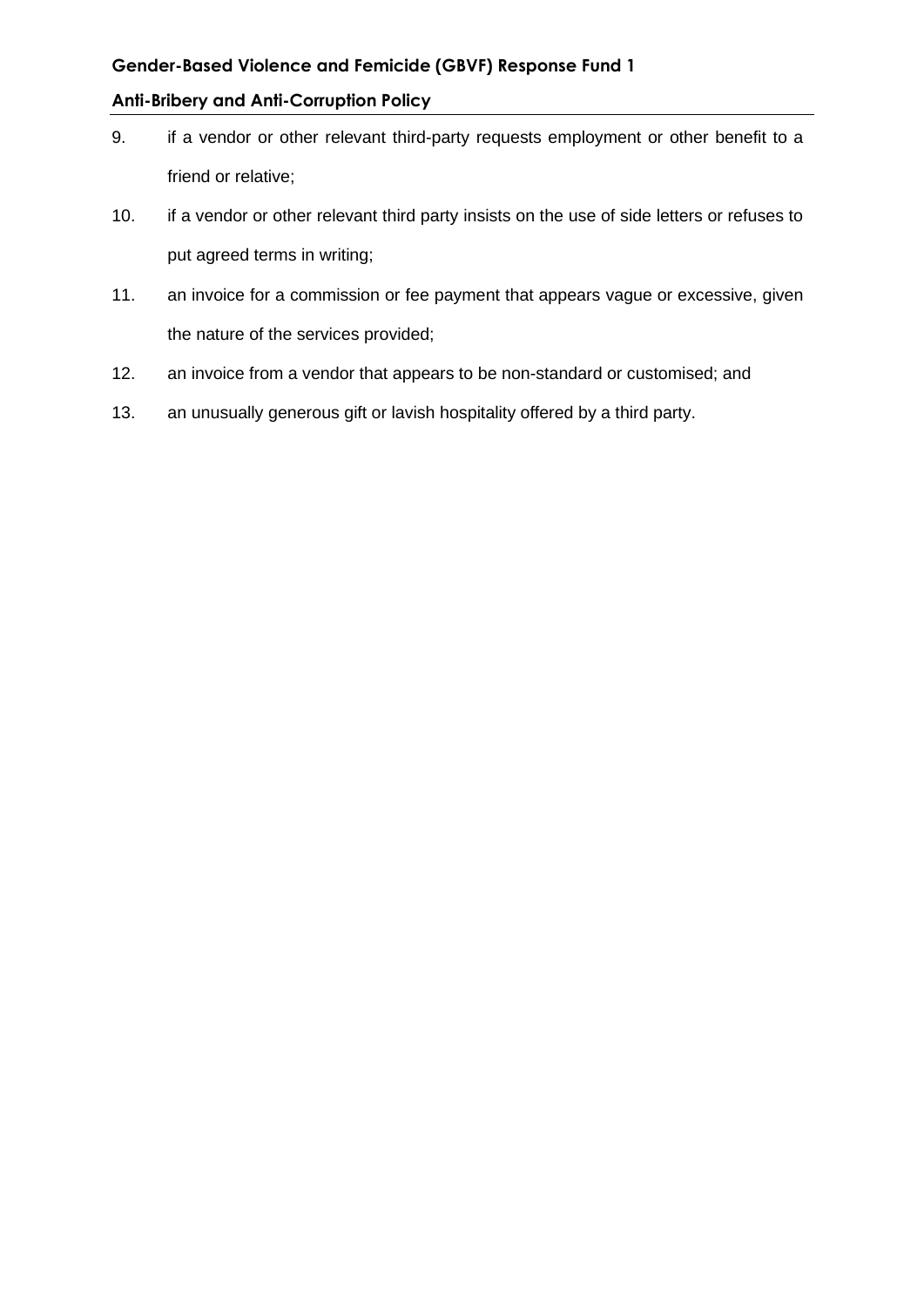9. if a vendor or other relevant third-party requests employment or other benefit to a friend or relative;
10. if a vendor or other relevant third party insists on the use of side letters or refuses to put agreed terms in writing;
11. an invoice for a commission or fee payment that appears vague or excessive, given the nature of the services provided;
12. an invoice from a vendor that appears to be non-standard or customised; and
13. an unusually generous gift or lavish hospitality offered by a third party.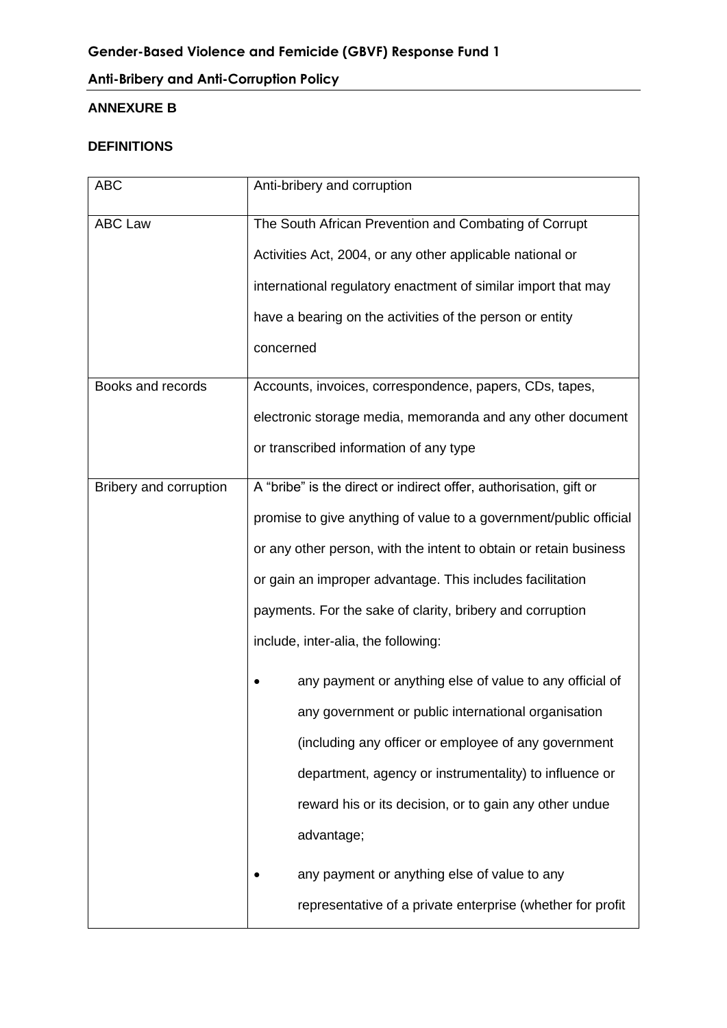## ANNEXURE B

## DEFINITIONS

| | |
|---|---|
| ABC | Anti-bribery and corruption |
| ABC Law | The South African Prevention and Combating of Corrupt Activities Act, 2004, or any other applicable national or international regulatory enactment of similar import that may have a bearing on the activities of the person or entity concerned |
| Books and records | Accounts, invoices, correspondence, papers, CDs, tapes, electronic storage media, memoranda and any other document or transcribed information of any type |
| Bribery and corruption | A "bribe" is the direct or indirect offer, authorisation, gift or promise to give anything of value to a government/public official or any other person, with the intent to obtain or retain business or gain an improper advantage. This includes facilitation payments. For the sake of clarity, bribery and corruption include, inter-alia, the following:<br><br>• any payment or anything else of value to any official of any government or public international organisation (including any officer or employee of any government department, agency or instrumentality) to influence or reward his or its decision, or to gain any other undue advantage;<br><br>• any payment or anything else of value to any representative of a private enterprise (whether for profit |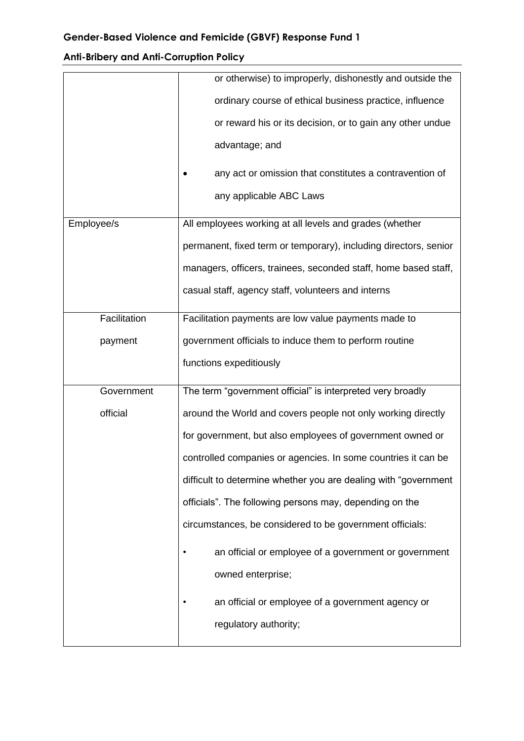| | |
|---|---|
| | or otherwise) to improperly, dishonestly and outside the ordinary course of ethical business practice, influence or reward his or its decision, or to gain any other undue advantage; and<br>• any act or omission that constitutes a contravention of any applicable ABC Laws |
| Employee/s | All employees working at all levels and grades (whether permanent, fixed term or temporary), including directors, senior managers, officers, trainees, seconded staff, home based staff, casual staff, agency staff, volunteers and interns |
| Facilitation payment | Facilitation payments are low value payments made to government officials to induce them to perform routine functions expeditiously |
| Government official | The term "government official" is interpreted very broadly around the World and covers people not only working directly for government, but also employees of government owned or controlled companies or agencies. In some countries it can be difficult to determine whether you are dealing with "government officials". The following persons may, depending on the circumstances, be considered to be government officials:<br>• an official or employee of a government or government owned enterprise;<br>• an official or employee of a government agency or regulatory authority; |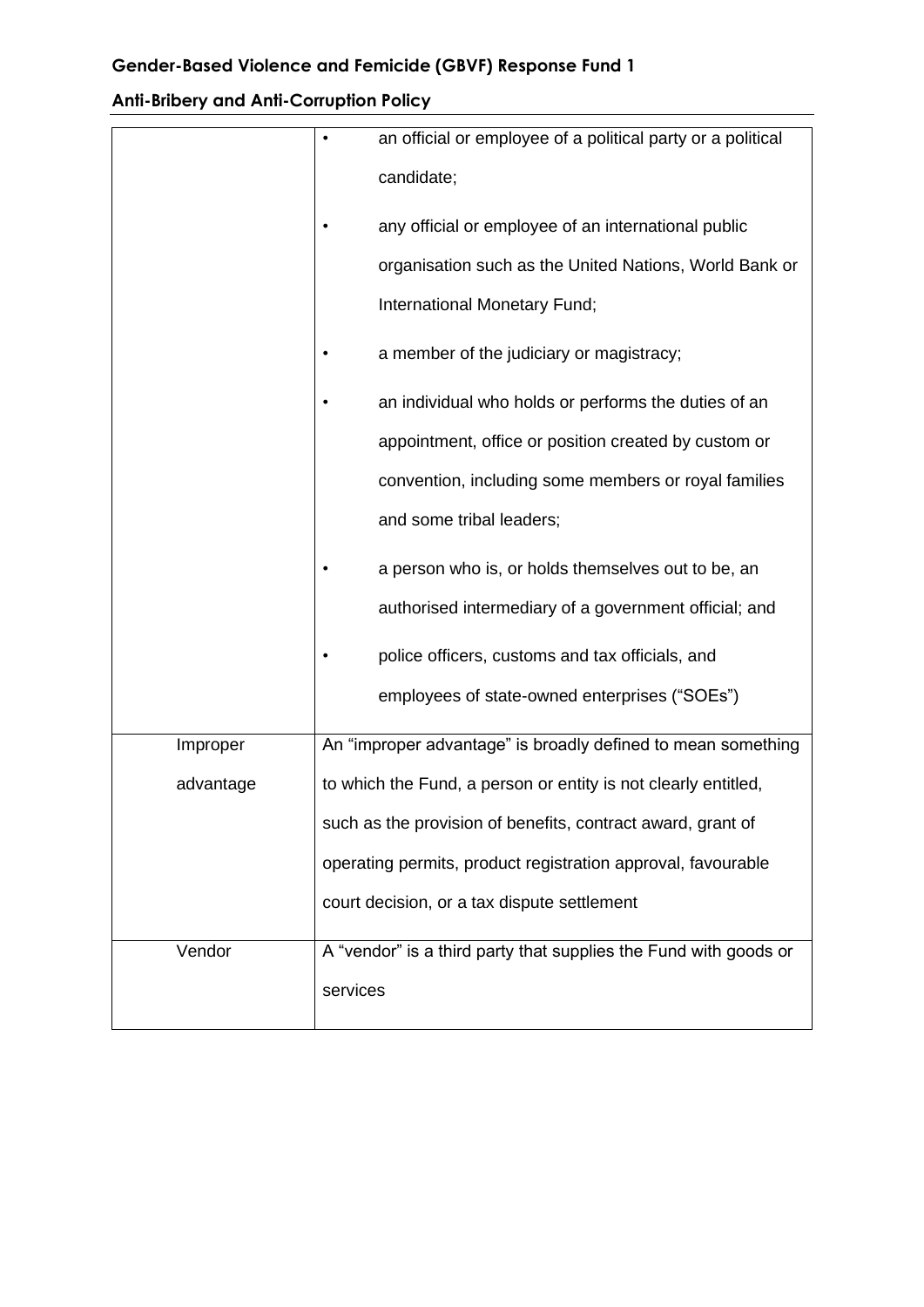| | |
|---|---|
| | • an official or employee of a political party or a political candidate;<br>• any official or employee of an international public organisation such as the United Nations, World Bank or International Monetary Fund;<br>• a member of the judiciary or magistracy;<br>• an individual who holds or performs the duties of an appointment, office or position created by custom or convention, including some members or royal families and some tribal leaders;<br>• a person who is, or holds themselves out to be, an authorised intermediary of a government official; and<br>• police officers, customs and tax officials, and employees of state-owned enterprises ("SOEs") |
| Improper advantage | An "improper advantage" is broadly defined to mean something to which the Fund, a person or entity is not clearly entitled, such as the provision of benefits, contract award, grant of operating permits, product registration approval, favourable court decision, or a tax dispute settlement |
| Vendor | A "vendor" is a third party that supplies the Fund with goods or services |